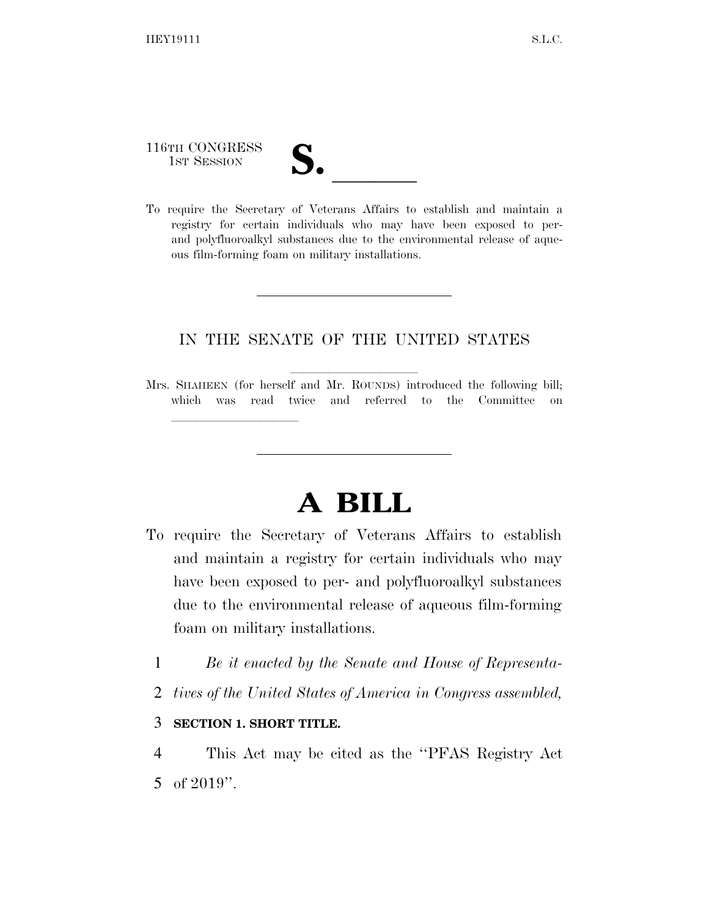116TH CONGRESS
1ST SESSION

**S. \_\_\_\_\_\_**

To require the Secretary of Veterans Affairs to establish and maintain a registry for certain individuals who may have been exposed to per- and polyfluoroalkyl substances due to the environmental release of aqueous film-forming foam on military installations.

---

IN THE SENATE OF THE UNITED STATES

Mrs. SHAHEEN (for herself and Mr. ROUNDS) introduced the following bill; which was read twice and referred to the Committee on \_\_\_\_\_\_\_\_\_\_\_\_\_\_\_\_\_\_

---

# A BILL

To require the Secretary of Veterans Affairs to establish and maintain a registry for certain individuals who may have been exposed to per- and polyfluoroalkyl substances due to the environmental release of aqueous film-forming foam on military installations.

1 *Be it enacted by the Senate and House of Representa-*
2 *tives of the United States of America in Congress assembled,*

3 **SECTION 1. SHORT TITLE.**

4 This Act may be cited as the "PFAS Registry Act
5 of 2019".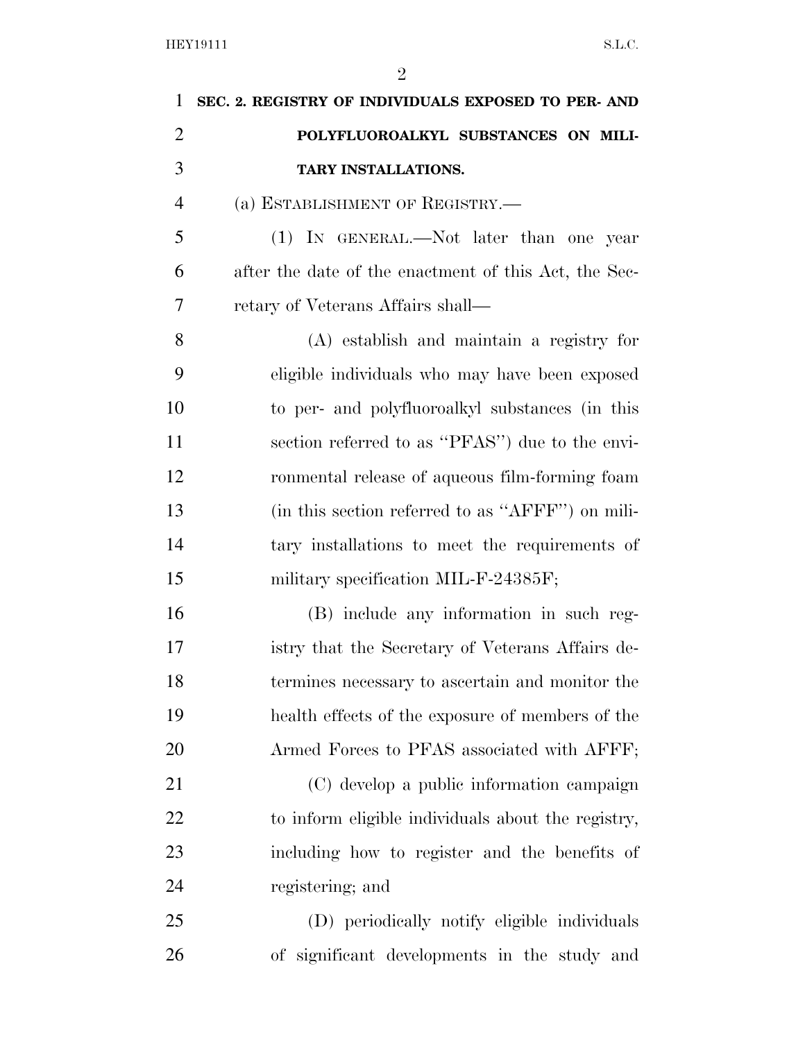**SEC. 2. REGISTRY OF INDIVIDUALS EXPOSED TO PER- AND POLYFLUOROALKYL SUBSTANCES ON MILITARY INSTALLATIONS.**

(a) ESTABLISHMENT OF REGISTRY.—

(1) IN GENERAL.—Not later than one year after the date of the enactment of this Act, the Secretary of Veterans Affairs shall—

(A) establish and maintain a registry for eligible individuals who may have been exposed to per- and polyfluoroalkyl substances (in this section referred to as "PFAS") due to the environmental release of aqueous film-forming foam (in this section referred to as "AFFF") on military installations to meet the requirements of military specification MIL-F-24385F;

(B) include any information in such registry that the Secretary of Veterans Affairs determines necessary to ascertain and monitor the health effects of the exposure of members of the Armed Forces to PFAS associated with AFFF;

(C) develop a public information campaign to inform eligible individuals about the registry, including how to register and the benefits of registering; and

(D) periodically notify eligible individuals of significant developments in the study and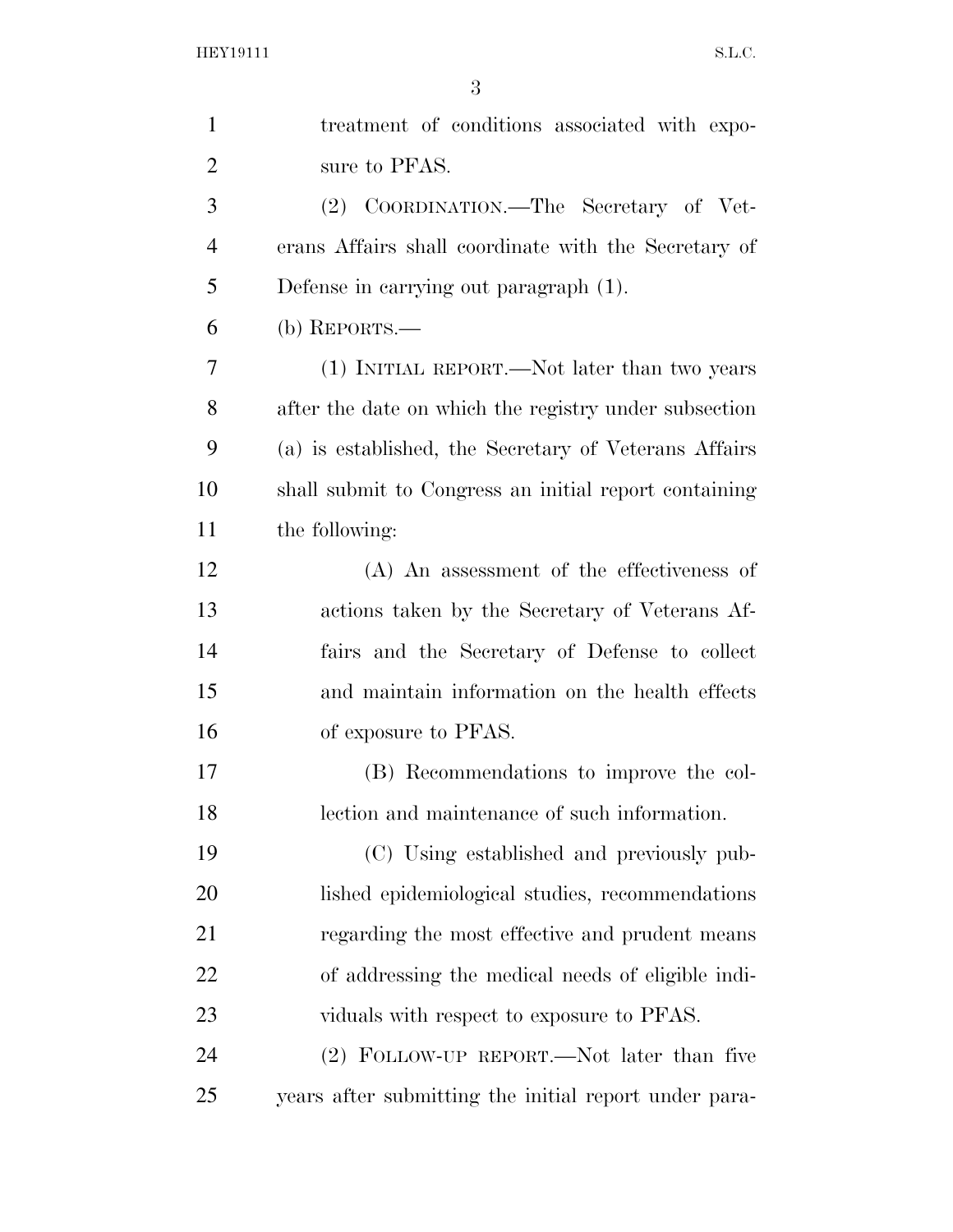treatment of conditions associated with exposure to PFAS.

(2) COORDINATION.—The Secretary of Veterans Affairs shall coordinate with the Secretary of Defense in carrying out paragraph (1).

(b) REPORTS.—

(1) INITIAL REPORT.—Not later than two years after the date on which the registry under subsection (a) is established, the Secretary of Veterans Affairs shall submit to Congress an initial report containing the following:

(A) An assessment of the effectiveness of actions taken by the Secretary of Veterans Affairs and the Secretary of Defense to collect and maintain information on the health effects of exposure to PFAS.

(B) Recommendations to improve the collection and maintenance of such information.

(C) Using established and previously published epidemiological studies, recommendations regarding the most effective and prudent means of addressing the medical needs of eligible individuals with respect to exposure to PFAS.

(2) FOLLOW-UP REPORT.—Not later than five years after submitting the initial report under para-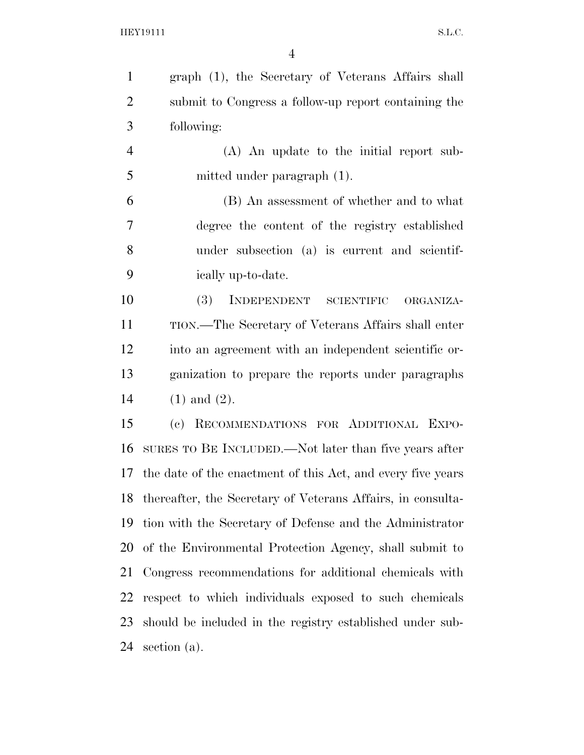graph (1), the Secretary of Veterans Affairs shall submit to Congress a follow-up report containing the following:

(A) An update to the initial report submitted under paragraph (1).

(B) An assessment of whether and to what degree the content of the registry established under subsection (a) is current and scientifically up-to-date.

(3) INDEPENDENT SCIENTIFIC ORGANIZATION.—The Secretary of Veterans Affairs shall enter into an agreement with an independent scientific organization to prepare the reports under paragraphs (1) and (2).

(c) RECOMMENDATIONS FOR ADDITIONAL EXPOSURES TO BE INCLUDED.—Not later than five years after the date of the enactment of this Act, and every five years thereafter, the Secretary of Veterans Affairs, in consultation with the Secretary of Defense and the Administrator of the Environmental Protection Agency, shall submit to Congress recommendations for additional chemicals with respect to which individuals exposed to such chemicals should be included in the registry established under subsection (a).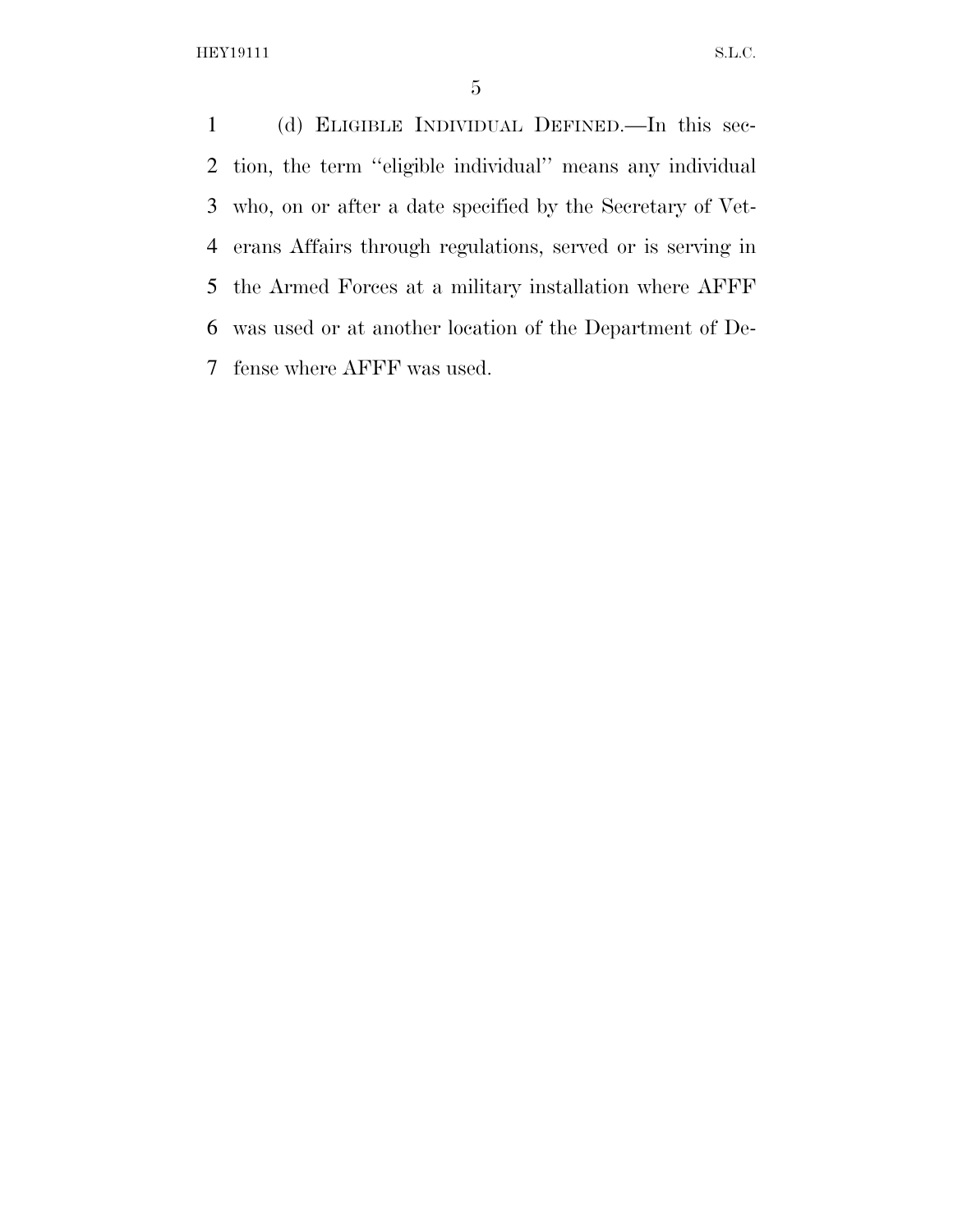(d) ELIGIBLE INDIVIDUAL DEFINED.—In this section, the term ''eligible individual'' means any individual who, on or after a date specified by the Secretary of Veterans Affairs through regulations, served or is serving in the Armed Forces at a military installation where AFFF was used or at another location of the Department of Defense where AFFF was used.